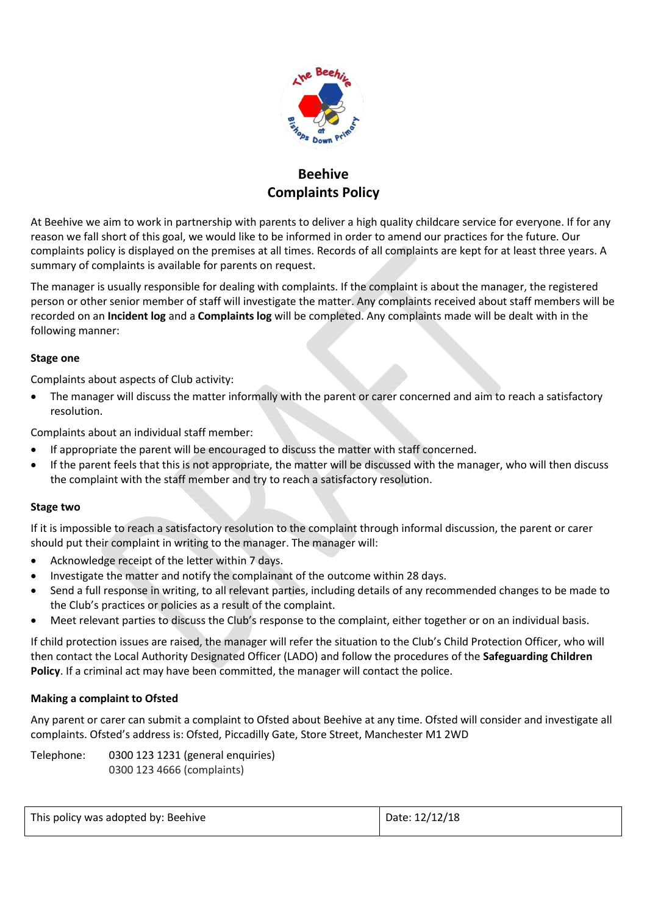# Beehive
# Complaints Policy

At Beehive we aim to work in partnership with parents to deliver a high quality childcare service for everyone. If for any reason we fall short of this goal, we would like to be informed in order to amend our practices for the future. Our complaints policy is displayed on the premises at all times. Records of all complaints are kept for at least three years. A summary of complaints is available for parents on request.

The manager is usually responsible for dealing with complaints. If the complaint is about the manager, the registered person or other senior member of staff will investigate the matter. Any complaints received about staff members will be recorded on an **Incident log** and a **Complaints log** will be completed. Any complaints made will be dealt with in the following manner:

### Stage one

Complaints about aspects of Club activity:

- The manager will discuss the matter informally with the parent or carer concerned and aim to reach a satisfactory resolution.

Complaints about an individual staff member:

- If appropriate the parent will be encouraged to discuss the matter with staff concerned.
- If the parent feels that this is not appropriate, the matter will be discussed with the manager, who will then discuss the complaint with the staff member and try to reach a satisfactory resolution.

### Stage two

If it is impossible to reach a satisfactory resolution to the complaint through informal discussion, the parent or carer should put their complaint in writing to the manager. The manager will:

- Acknowledge receipt of the letter within 7 days.
- Investigate the matter and notify the complainant of the outcome within 28 days.
- Send a full response in writing, to all relevant parties, including details of any recommended changes to be made to the Club's practices or policies as a result of the complaint.
- Meet relevant parties to discuss the Club's response to the complaint, either together or on an individual basis.

If child protection issues are raised, the manager will refer the situation to the Club's Child Protection Officer, who will then contact the Local Authority Designated Officer (LADO) and follow the procedures of the **Safeguarding Children Policy**. If a criminal act may have been committed, the manager will contact the police.

### Making a complaint to Ofsted

Any parent or carer can submit a complaint to Ofsted about Beehive at any time. Ofsted will consider and investigate all complaints. Ofsted's address is: Ofsted, Piccadilly Gate, Store Street, Manchester M1 2WD

Telephone: 0300 123 1231 (general enquiries)
0300 123 4666 (complaints)

| This policy was adopted by: Beehive | Date: 12/12/18 |
|---|---|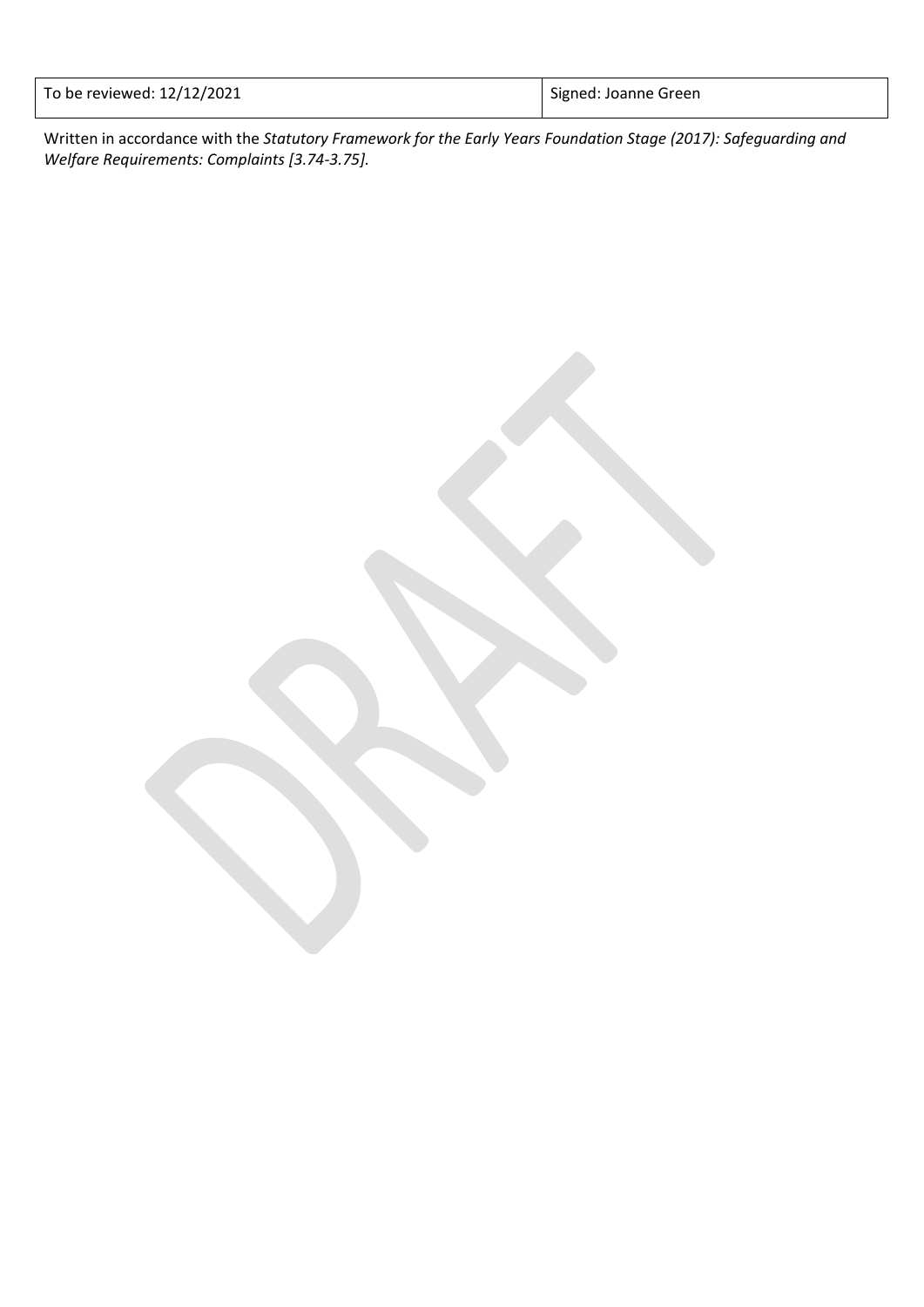| | |
|---|---|
| To be reviewed: 12/12/2021 | Signed: Joanne Green |

Written in accordance with the *Statutory Framework for the Early Years Foundation Stage (2017): Safeguarding and Welfare Requirements: Complaints [3.74-3.75].*